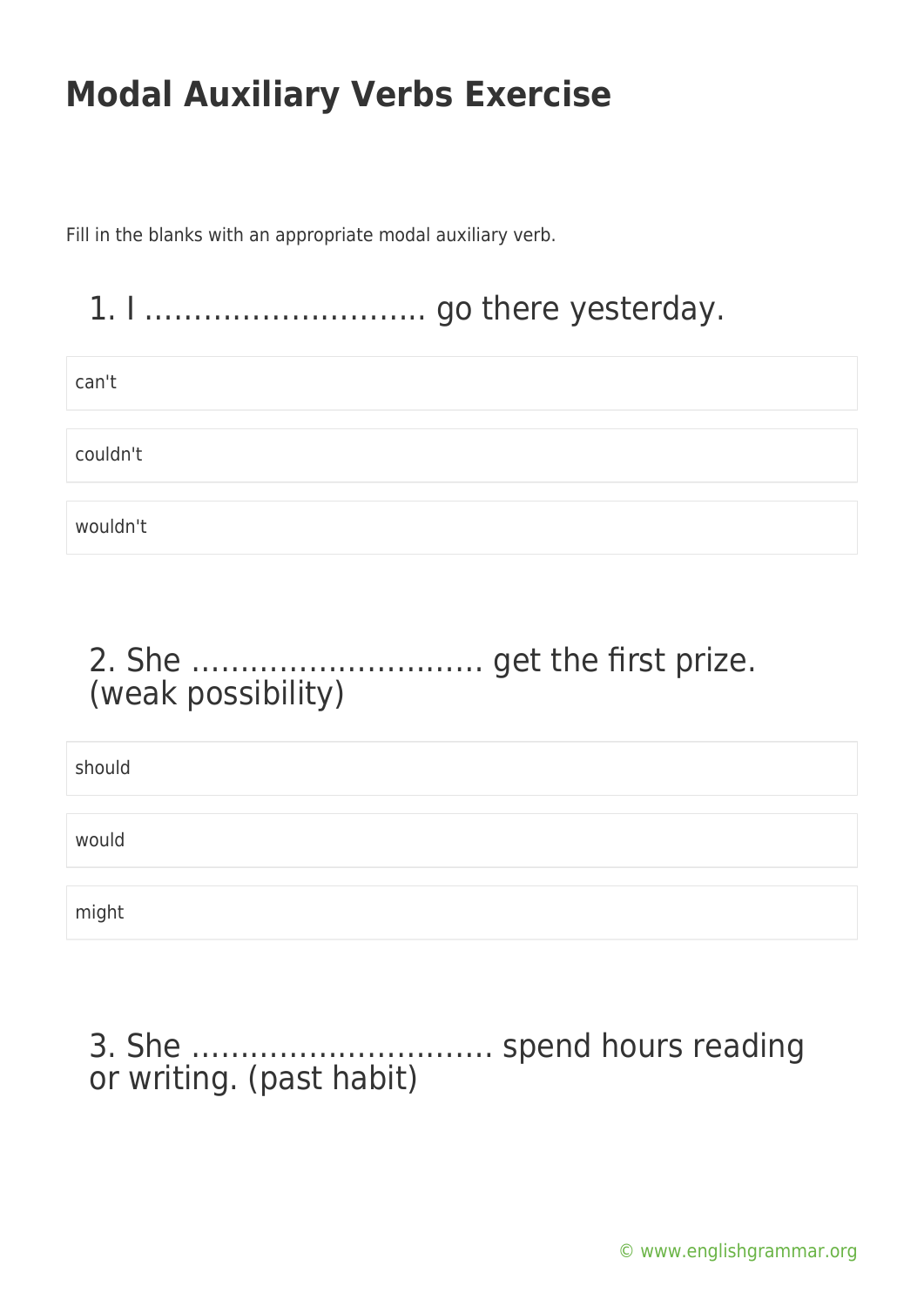# Modal Auxiliary Verbs Exercise

Fill in the blanks with an appropriate modal auxiliary verb.

## 1. I ……………………….. go there yesterday.

can't

couldn't

wouldn't

## 2. She ……………………….. get the first prize. (weak possibility)

should

would

might

## 3. She ………………………… spend hours reading or writing. (past habit)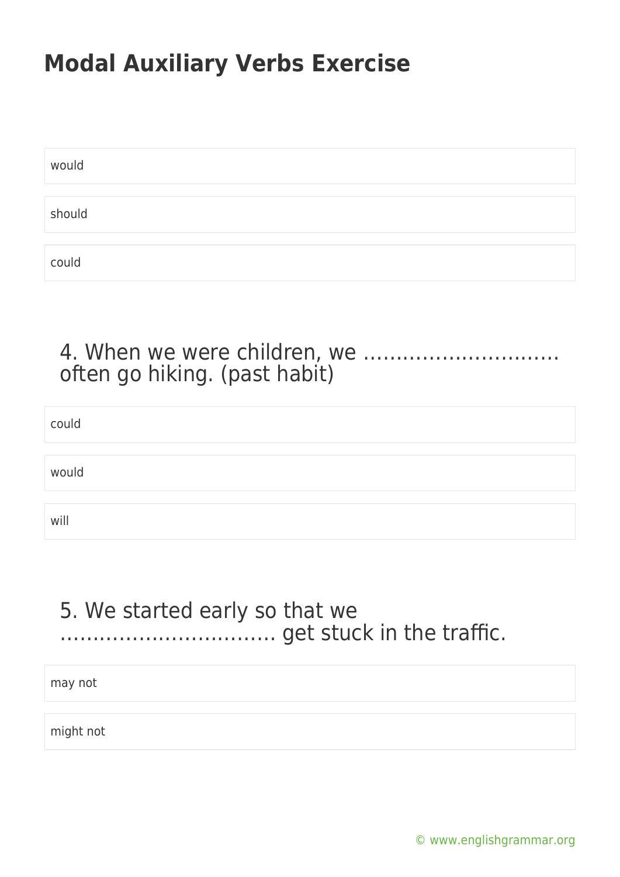# Modal Auxiliary Verbs Exercise

would

should

could

4. When we were children, we ………………………… often go hiking. (past habit)

could

would

will

5. We started early so that we …………………………… get stuck in the traffic.

may not

might not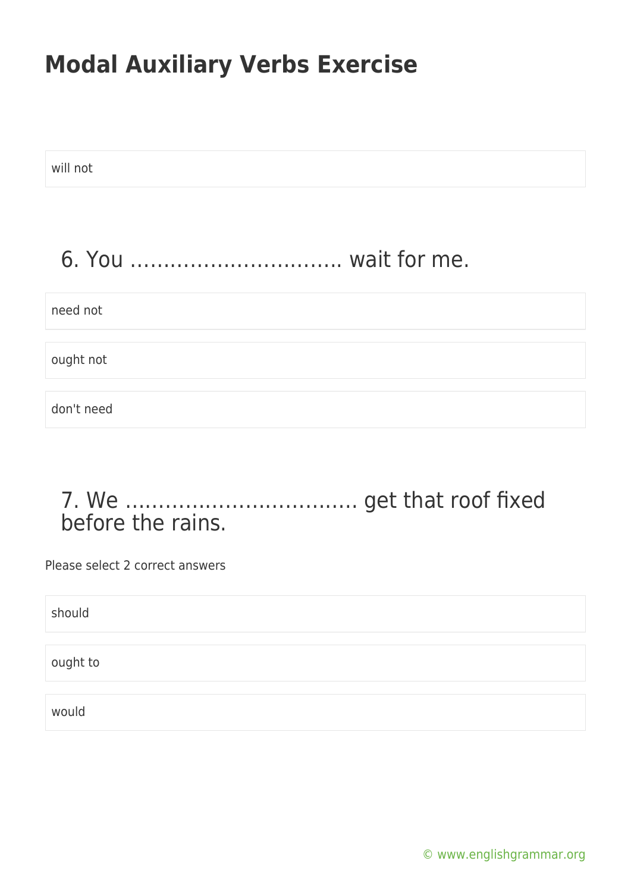# Modal Auxiliary Verbs Exercise

will not

## 6. You …………………………. wait for me.

need not

ought not

don't need

## 7. We ……………………………. get that roof fixed before the rains.

Please select 2 correct answers

should

ought to

would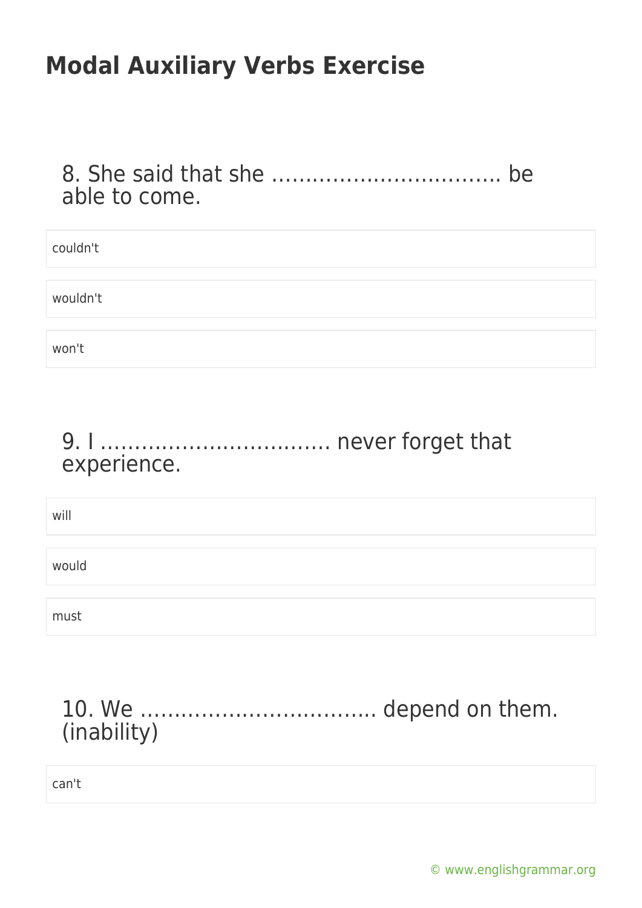# Modal Auxiliary Verbs Exercise

8. She said that she ……………………………. be able to come.

- couldn't
- wouldn't
- won't

9. I ……………………………. never forget that experience.

- will
- would
- must

10. We ……………………………. depend on them. (inability)

- can't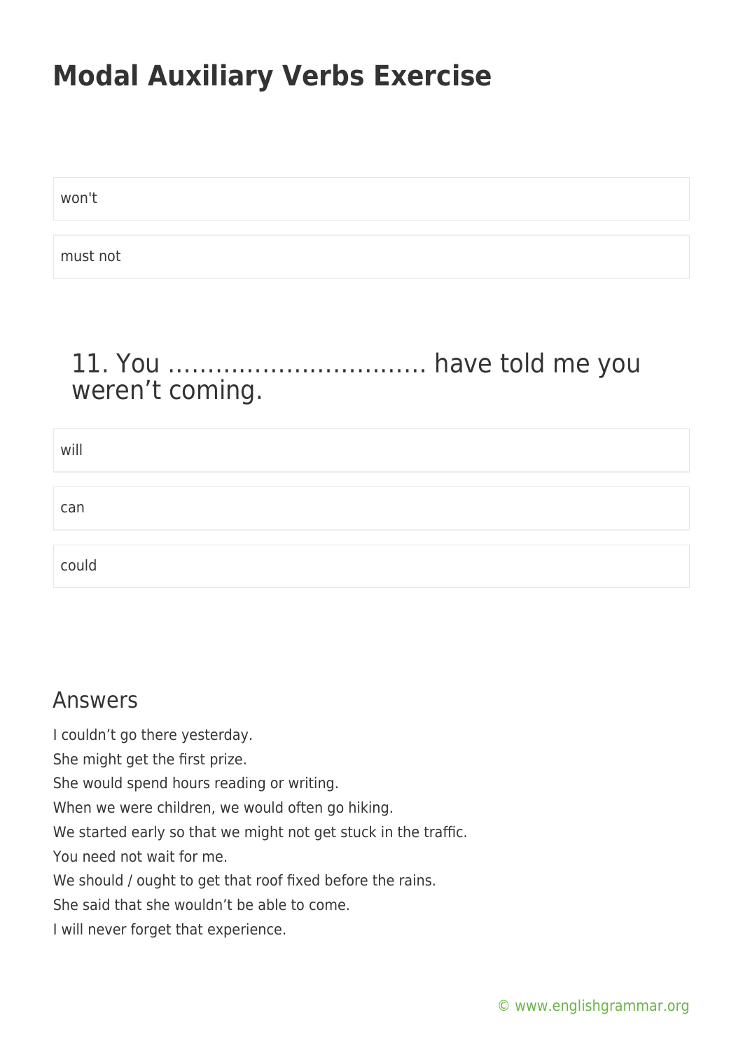won't

must not

### 11. You …………………………… have told me you weren’t coming.

will

can

could

## Answers

I couldn’t go there yesterday.
She might get the first prize.
She would spend hours reading or writing.
When we were children, we would often go hiking.
We started early so that we might not get stuck in the traffic.
You need not wait for me.
We should / ought to get that roof fixed before the rains.
She said that she wouldn’t be able to come.
I will never forget that experience.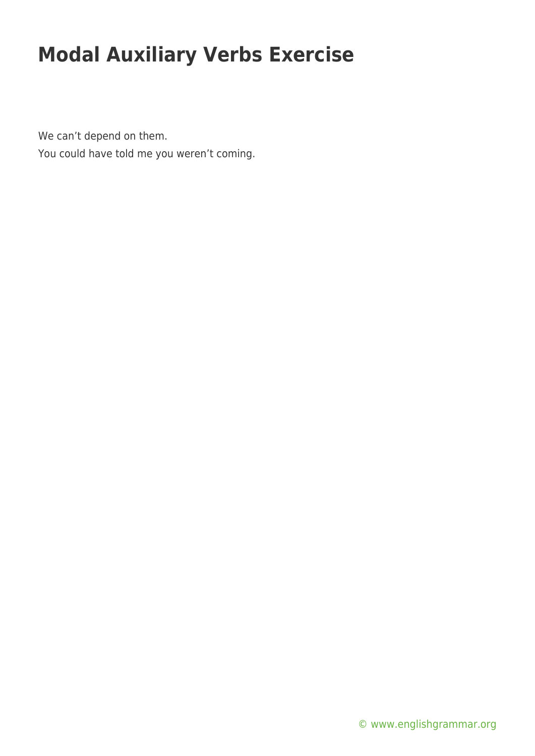# Modal Auxiliary Verbs Exercise

We can't depend on them.

You could have told me you weren't coming.